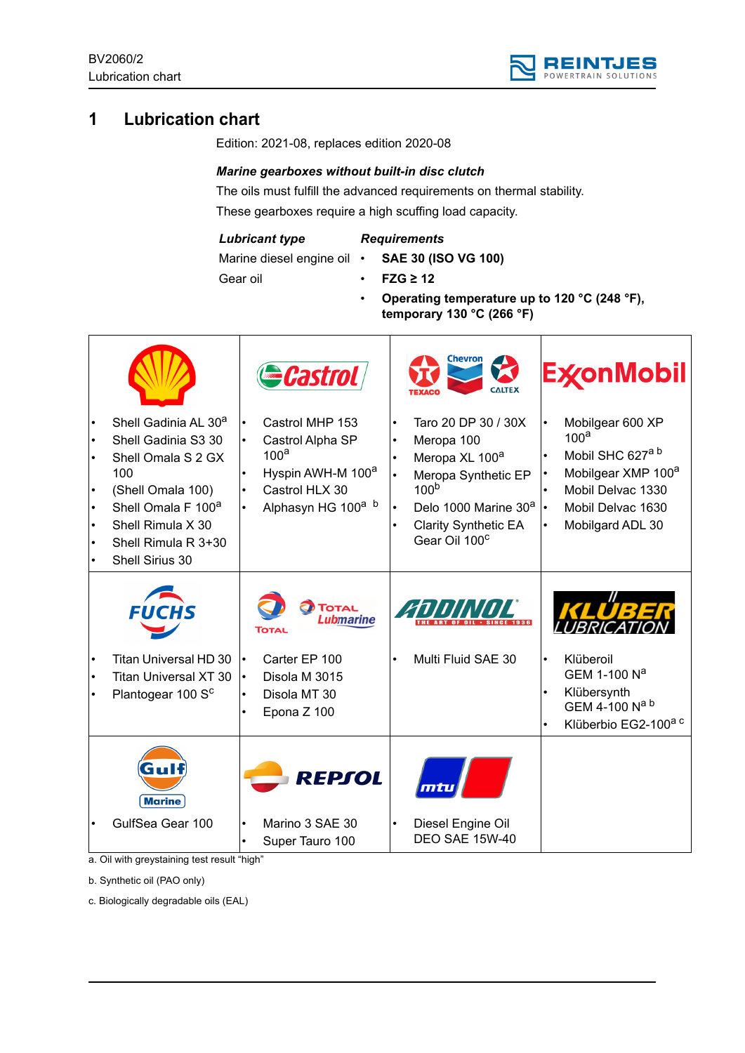# 1 Lubrication chart

Edition: 2021-08, replaces edition 2020-08

***Marine gearboxes without built-in disc clutch***

The oils must fulfill the advanced requirements on thermal stability.

These gearboxes require a high scuffing load capacity.

| ***Lubricant type*** | ***Requirements*** |
|---|---|
| Marine diesel engine oil | • **SAE 30 (ISO VG 100)** |
| Gear oil | • **FZG ≥ 12** |
| | • **Operating temperature up to 120 °C (248 °F), temporary 130 °C (266 °F)** |

| Shell | Castrol | Texaco / Chevron / Caltex | ExxonMobil |
|---|---|---|---|
| • Shell Gadinia AL 30[a]<br>• Shell Gadinia S3 30<br>• Shell Omala S 2 GX 100<br>• (Shell Omala 100)<br>• Shell Omala F 100[a]<br>• Shell Rimula X 30<br>• Shell Rimula R 3+30<br>• Shell Sirius 30 | • Castrol MHP 153<br>• Castrol Alpha SP 100[a]<br>• Hyspin AWH-M 100[a]<br>• Castrol HLX 30<br>• Alphasyn HG 100[a] [b] | • Taro 20 DP 30 / 30X<br>• Meropa 100<br>• Meropa XL 100[a]<br>• Meropa Synthetic EP 100[b]<br>• Delo 1000 Marine 30[a]<br>• Clarity Synthetic EA Gear Oil 100[c] | • Mobilgear 600 XP 100[a]<br>• Mobil SHC 627[a] [b]<br>• Mobilgear XMP 100[a]<br>• Mobil Delvac 1330<br>• Mobil Delvac 1630<br>• Mobilgard ADL 30 |
| **FUCHS** | **TOTAL / TOTAL Lubmarine** | **ADDINOL** | **KLÜBER LUBRICATION** |
| • Titan Universal HD 30<br>• Titan Universal XT 30<br>• Plantogear 100 S[c] | • Carter EP 100<br>• Disola M 3015<br>• Disola MT 30<br>• Epona Z 100 | • Multi Fluid SAE 30 | • Klüberoil GEM 1-100 N[a]<br>• Klübersynth GEM 4-100 N[a] [b]<br>• Klüberbio EG2-100[a] [c] |
| **Gulf Marine** | **REPSOL** | **mtu** | |
| • GulfSea Gear 100 | • Marino 3 SAE 30<br>• Super Tauro 100 | • Diesel Engine Oil DEO SAE 15W-40 | |

a. Oil with greystaining test result "high"

b. Synthetic oil (PAO only)

c. Biologically degradable oils (EAL)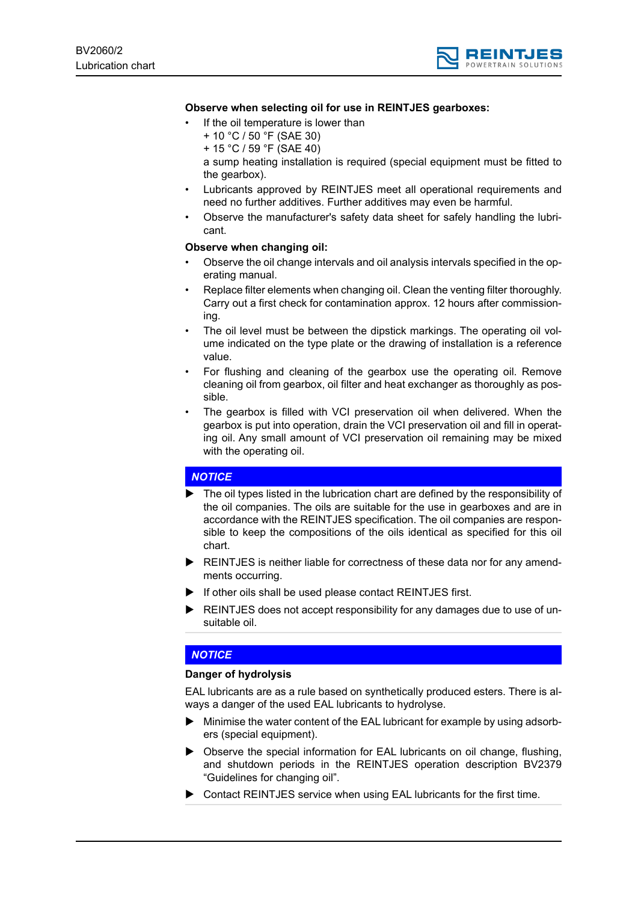**Observe when selecting oil for use in REINTJES gearboxes:**

- If the oil temperature is lower than
  + 10 °C / 50 °F (SAE 30)
  + 15 °C / 59 °F (SAE 40)
  a sump heating installation is required (special equipment must be fitted to the gearbox).
- Lubricants approved by REINTJES meet all operational requirements and need no further additives. Further additives may even be harmful.
- Observe the manufacturer's safety data sheet for safely handling the lubricant.

**Observe when changing oil:**

- Observe the oil change intervals and oil analysis intervals specified in the operating manual.
- Replace filter elements when changing oil. Clean the venting filter thoroughly. Carry out a first check for contamination approx. 12 hours after commissioning.
- The oil level must be between the dipstick markings. The operating oil volume indicated on the type plate or the drawing of installation is a reference value.
- For flushing and cleaning of the gearbox use the operating oil. Remove cleaning oil from gearbox, oil filter and heat exchanger as thoroughly as possible.
- The gearbox is filled with VCI preservation oil when delivered. When the gearbox is put into operation, drain the VCI preservation oil and fill in operating oil. Any small amount of VCI preservation oil remaining may be mixed with the operating oil.

***NOTICE***

- ▶ The oil types listed in the lubrication chart are defined by the responsibility of the oil companies. The oils are suitable for the use in gearboxes and are in accordance with the REINTJES specification. The oil companies are responsible to keep the compositions of the oils identical as specified for this oil chart.
- ▶ REINTJES is neither liable for correctness of these data nor for any amendments occurring.
- ▶ If other oils shall be used please contact REINTJES first.
- ▶ REINTJES does not accept responsibility for any damages due to use of unsuitable oil.

***NOTICE***

**Danger of hydrolysis**

EAL lubricants are as a rule based on synthetically produced esters. There is always a danger of the used EAL lubricants to hydrolyse.

- ▶ Minimise the water content of the EAL lubricant for example by using adsorbers (special equipment).
- ▶ Observe the special information for EAL lubricants on oil change, flushing, and shutdown periods in the REINTJES operation description BV2379 "Guidelines for changing oil".
- ▶ Contact REINTJES service when using EAL lubricants for the first time.